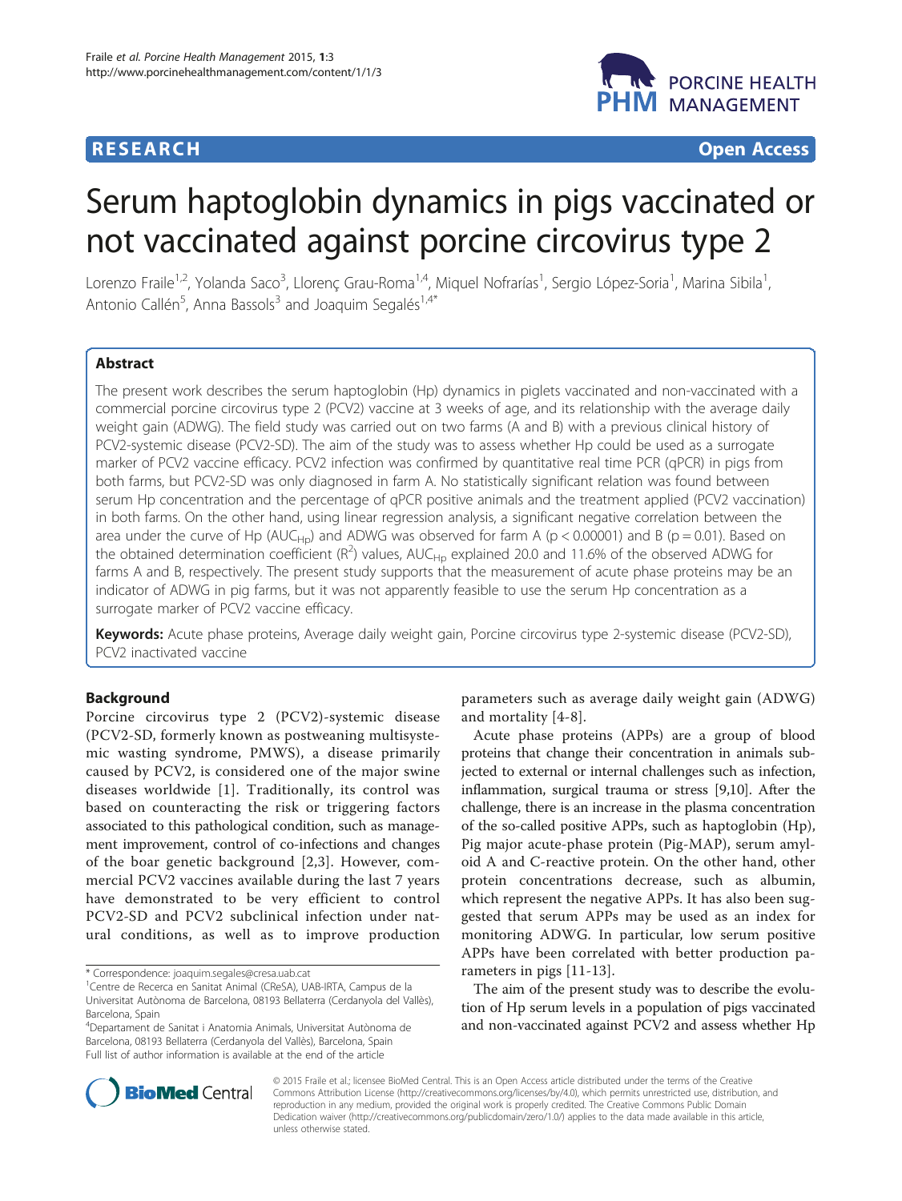**RESEARCH** **Open Access**

# Serum haptoglobin dynamics in pigs vaccinated or not vaccinated against porcine circovirus type 2

Lorenzo Fraile[1,2], Yolanda Saco[3], Llorenç Grau-Roma[1,4], Miquel Nofrarías[1], Sergio López-Soria[1], Marina Sibila[1], Antonio Callén[5], Anna Bassols[3] and Joaquim Segalés[1,4*]

## Abstract

The present work describes the serum haptoglobin (Hp) dynamics in piglets vaccinated and non-vaccinated with a commercial porcine circovirus type 2 (PCV2) vaccine at 3 weeks of age, and its relationship with the average daily weight gain (ADWG). The field study was carried out on two farms (A and B) with a previous clinical history of PCV2-systemic disease (PCV2-SD). The aim of the study was to assess whether Hp could be used as a surrogate marker of PCV2 vaccine efficacy. PCV2 infection was confirmed by quantitative real time PCR (qPCR) in pigs from both farms, but PCV2-SD was only diagnosed in farm A. No statistically significant relation was found between serum Hp concentration and the percentage of qPCR positive animals and the treatment applied (PCV2 vaccination) in both farms. On the other hand, using linear regression analysis, a significant negative correlation between the area under the curve of Hp ($AUC_{Hp}$) and ADWG was observed for farm A ($p < 0.00001$) and B ($p = 0.01$). Based on the obtained determination coefficient ($R^2$) values, $AUC_{Hp}$ explained 20.0 and 11.6% of the observed ADWG for farms A and B, respectively. The present study supports that the measurement of acute phase proteins may be an indicator of ADWG in pig farms, but it was not apparently feasible to use the serum Hp concentration as a surrogate marker of PCV2 vaccine efficacy.

**Keywords:** Acute phase proteins, Average daily weight gain, Porcine circovirus type 2-systemic disease (PCV2-SD), PCV2 inactivated vaccine

## Background

Porcine circovirus type 2 (PCV2)-systemic disease (PCV2-SD, formerly known as postweaning multisystemic wasting syndrome, PMWS), a disease primarily caused by PCV2, is considered one of the major swine diseases worldwide [1]. Traditionally, its control was based on counteracting the risk or triggering factors associated to this pathological condition, such as management improvement, control of co-infections and changes of the boar genetic background [2,3]. However, commercial PCV2 vaccines available during the last 7 years have demonstrated to be very efficient to control PCV2-SD and PCV2 subclinical infection under natural conditions, as well as to improve production parameters such as average daily weight gain (ADWG) and mortality [4-8].

Acute phase proteins (APPs) are a group of blood proteins that change their concentration in animals subjected to external or internal challenges such as infection, inflammation, surgical trauma or stress [9,10]. After the challenge, there is an increase in the plasma concentration of the so-called positive APPs, such as haptoglobin (Hp), Pig major acute-phase protein (Pig-MAP), serum amyloid A and C-reactive protein. On the other hand, other protein concentrations decrease, such as albumin, which represent the negative APPs. It has also been suggested that serum APPs may be used as an index for monitoring ADWG. In particular, low serum positive APPs have been correlated with better production parameters in pigs [11-13].

The aim of the present study was to describe the evolution of Hp serum levels in a population of pigs vaccinated and non-vaccinated against PCV2 and assess whether Hp

\* Correspondence: joaquim.segales@cresa.uab.cat
[1]Centre de Recerca en Sanitat Animal (CReSA), UAB-IRTA, Campus de la Universitat Autònoma de Barcelona, 08193 Bellaterra (Cerdanyola del Vallès), Barcelona, Spain
[4]Departament de Sanitat i Anatomia Animals, Universitat Autònoma de Barcelona, 08193 Bellaterra (Cerdanyola del Vallès), Barcelona, Spain
Full list of author information is available at the end of the article

© 2015 Fraile et al.; licensee BioMed Central. This is an Open Access article distributed under the terms of the Creative Commons Attribution License (http://creativecommons.org/licenses/by/4.0), which permits unrestricted use, distribution, and reproduction in any medium, provided the original work is properly credited. The Creative Commons Public Domain Dedication waiver (http://creativecommons.org/publicdomain/zero/1.0/) applies to the data made available in this article, unless otherwise stated.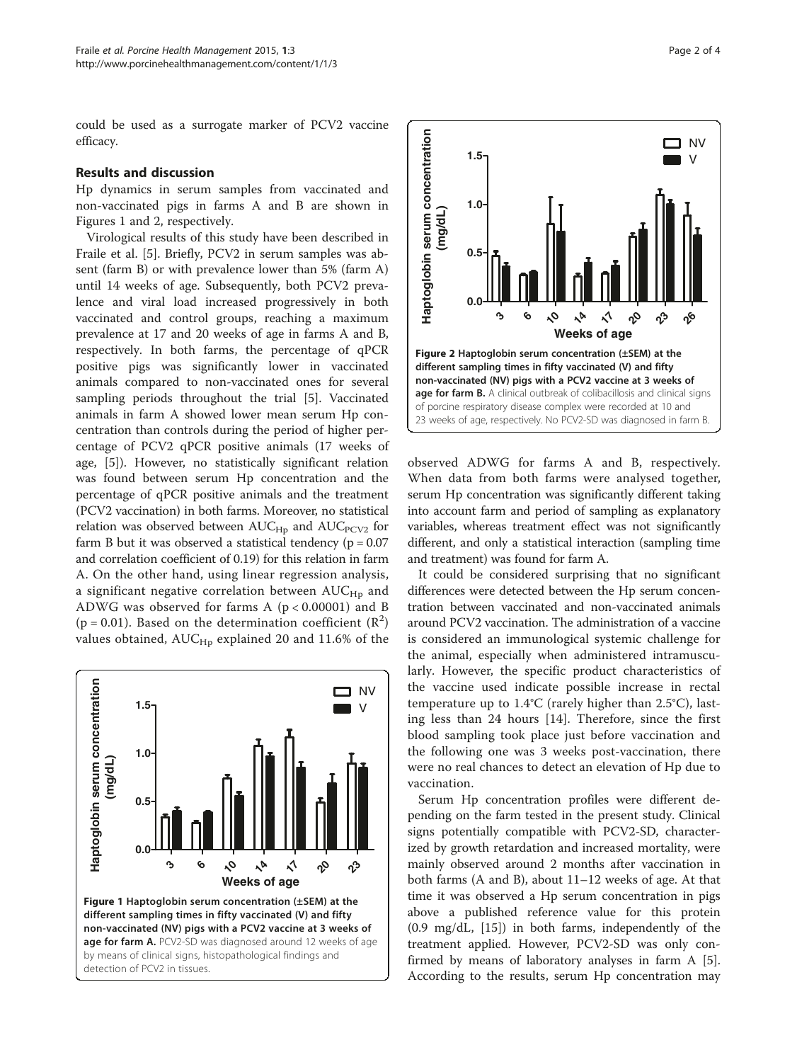could be used as a surrogate marker of PCV2 vaccine efficacy.

## Results and discussion

Hp dynamics in serum samples from vaccinated and non-vaccinated pigs in farms A and B are shown in Figures 1 and 2, respectively.

Virological results of this study have been described in Fraile et al. [5]. Briefly, PCV2 in serum samples was absent (farm B) or with prevalence lower than 5% (farm A) until 14 weeks of age. Subsequently, both PCV2 prevalence and viral load increased progressively in both vaccinated and control groups, reaching a maximum prevalence at 17 and 20 weeks of age in farms A and B, respectively. In both farms, the percentage of qPCR positive pigs was significantly lower in vaccinated animals compared to non-vaccinated ones for several sampling periods throughout the trial [5]. Vaccinated animals in farm A showed lower mean serum Hp concentration than controls during the period of higher percentage of PCV2 qPCR positive animals (17 weeks of age, [5]). However, no statistically significant relation was found between serum Hp concentration and the percentage of qPCR positive animals and the treatment (PCV2 vaccination) in both farms. Moreover, no statistical relation was observed between $AUC_{Hp}$ and $AUC_{PCV2}$ for farm B but it was observed a statistical tendency ($p = 0.07$ and correlation coefficient of 0.19) for this relation in farm A. On the other hand, using linear regression analysis, a significant negative correlation between $AUC_{Hp}$ and ADWG was observed for farms A ($p < 0.00001$) and B ($p = 0.01$). Based on the determination coefficient ($R^2$) values obtained, $AUC_{Hp}$ explained 20 and 11.6% of the observed ADWG for farms A and B, respectively. When data from both farms were analysed together, serum Hp concentration was significantly different taking into account farm and period of sampling as explanatory variables, whereas treatment effect was not significantly different, and only a statistical interaction (sampling time and treatment) was found for farm A.

**Figure 1 Haptoglobin serum concentration (±SEM) at the different sampling times in fifty vaccinated (V) and fifty non-vaccinated (NV) pigs with a PCV2 vaccine at 3 weeks of age for farm A.** PCV2-SD was diagnosed around 12 weeks of age by means of clinical signs, histopathological findings and detection of PCV2 in tissues.

**Figure 2 Haptoglobin serum concentration (±SEM) at the different sampling times in fifty vaccinated (V) and fifty non-vaccinated (NV) pigs with a PCV2 vaccine at 3 weeks of age for farm B.** A clinical outbreak of colibacillosis and clinical signs of porcine respiratory disease complex were recorded at 10 and 23 weeks of age, respectively. No PCV2-SD was diagnosed in farm B.

It could be considered surprising that no significant differences were detected between the Hp serum concentration between vaccinated and non-vaccinated animals around PCV2 vaccination. The administration of a vaccine is considered an immunological systemic challenge for the animal, especially when administered intramuscularly. However, the specific product characteristics of the vaccine used indicate possible increase in rectal temperature up to 1.4°C (rarely higher than 2.5°C), lasting less than 24 hours [14]. Therefore, since the first blood sampling took place just before vaccination and the following one was 3 weeks post-vaccination, there were no real chances to detect an elevation of Hp due to vaccination.

Serum Hp concentration profiles were different depending on the farm tested in the present study. Clinical signs potentially compatible with PCV2-SD, characterized by growth retardation and increased mortality, were mainly observed around 2 months after vaccination in both farms (A and B), about 11–12 weeks of age. At that time it was observed a Hp serum concentration in pigs above a published reference value for this protein (0.9 mg/dL, [15]) in both farms, independently of the treatment applied. However, PCV2-SD was only confirmed by means of laboratory analyses in farm A [5]. According to the results, serum Hp concentration may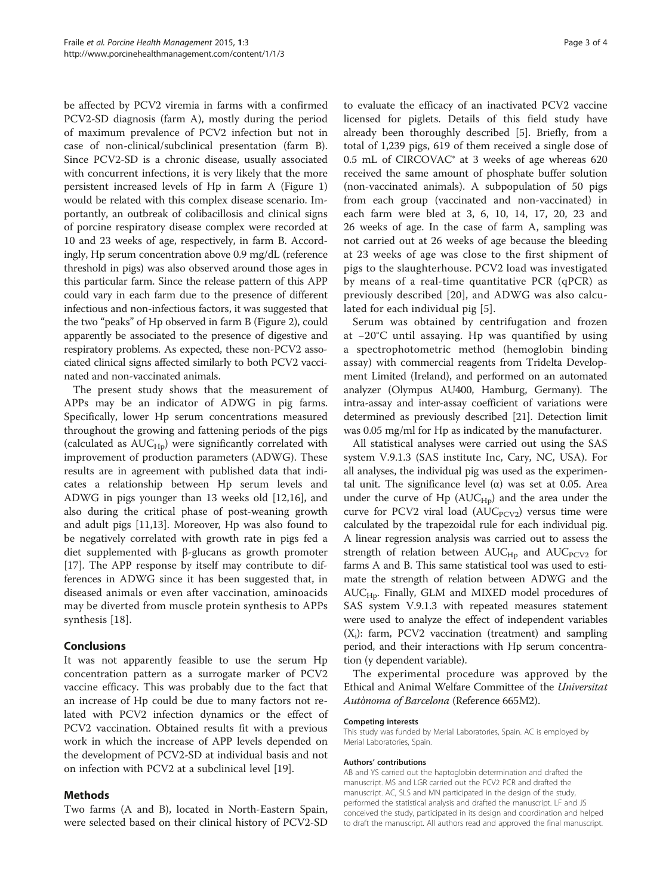be affected by PCV2 viremia in farms with a confirmed PCV2-SD diagnosis (farm A), mostly during the period of maximum prevalence of PCV2 infection but not in case of non-clinical/subclinical presentation (farm B). Since PCV2-SD is a chronic disease, usually associated with concurrent infections, it is very likely that the more persistent increased levels of Hp in farm A (Figure 1) would be related with this complex disease scenario. Importantly, an outbreak of colibacillosis and clinical signs of porcine respiratory disease complex were recorded at 10 and 23 weeks of age, respectively, in farm B. Accordingly, Hp serum concentration above 0.9 mg/dL (reference threshold in pigs) was also observed around those ages in this particular farm. Since the release pattern of this APP could vary in each farm due to the presence of different infectious and non-infectious factors, it was suggested that the two "peaks" of Hp observed in farm B (Figure 2), could apparently be associated to the presence of digestive and respiratory problems. As expected, these non-PCV2 associated clinical signs affected similarly to both PCV2 vaccinated and non-vaccinated animals.

The present study shows that the measurement of APPs may be an indicator of ADWG in pig farms. Specifically, lower Hp serum concentrations measured throughout the growing and fattening periods of the pigs (calculated as $AUC_{Hp}$) were significantly correlated with improvement of production parameters (ADWG). These results are in agreement with published data that indicates a relationship between Hp serum levels and ADWG in pigs younger than 13 weeks old [12,16], and also during the critical phase of post-weaning growth and adult pigs [11,13]. Moreover, Hp was also found to be negatively correlated with growth rate in pigs fed a diet supplemented with β-glucans as growth promoter [17]. The APP response by itself may contribute to differences in ADWG since it has been suggested that, in diseased animals or even after vaccination, aminoacids may be diverted from muscle protein synthesis to APPs synthesis [18].

## Conclusions

It was not apparently feasible to use the serum Hp concentration pattern as a surrogate marker of PCV2 vaccine efficacy. This was probably due to the fact that an increase of Hp could be due to many factors not related with PCV2 infection dynamics or the effect of PCV2 vaccination. Obtained results fit with a previous work in which the increase of APP levels depended on the development of PCV2-SD at individual basis and not on infection with PCV2 at a subclinical level [19].

## Methods

Two farms (A and B), located in North-Eastern Spain, were selected based on their clinical history of PCV2-SD to evaluate the efficacy of an inactivated PCV2 vaccine licensed for piglets. Details of this field study have already been thoroughly described [5]. Briefly, from a total of 1,239 pigs, 619 of them received a single dose of 0.5 mL of CIRCOVAC® at 3 weeks of age whereas 620 received the same amount of phosphate buffer solution (non-vaccinated animals). A subpopulation of 50 pigs from each group (vaccinated and non-vaccinated) in each farm were bled at 3, 6, 10, 14, 17, 20, 23 and 26 weeks of age. In the case of farm A, sampling was not carried out at 26 weeks of age because the bleeding at 23 weeks of age was close to the first shipment of pigs to the slaughterhouse. PCV2 load was investigated by means of a real-time quantitative PCR (qPCR) as previously described [20], and ADWG was also calculated for each individual pig [5].

Serum was obtained by centrifugation and frozen at −20°C until assaying. Hp was quantified by using a spectrophotometric method (hemoglobin binding assay) with commercial reagents from Tridelta Development Limited (Ireland), and performed on an automated analyzer (Olympus AU400, Hamburg, Germany). The intra-assay and inter-assay coefficient of variations were determined as previously described [21]. Detection limit was 0.05 mg/ml for Hp as indicated by the manufacturer.

All statistical analyses were carried out using the SAS system V.9.1.3 (SAS institute Inc, Cary, NC, USA). For all analyses, the individual pig was used as the experimental unit. The significance level (α) was set at 0.05. Area under the curve of Hp ($AUC_{Hp}$) and the area under the curve for PCV2 viral load ($AUC_{PCV2}$) versus time were calculated by the trapezoidal rule for each individual pig. A linear regression analysis was carried out to assess the strength of relation between $AUC_{Hp}$ and $AUC_{PCV2}$ for farms A and B. This same statistical tool was used to estimate the strength of relation between ADWG and the $AUC_{Hp}$. Finally, GLM and MIXED model procedures of SAS system V.9.1.3 with repeated measures statement were used to analyze the effect of independent variables ($X_i$): farm, PCV2 vaccination (treatment) and sampling period, and their interactions with Hp serum concentration (y dependent variable).

The experimental procedure was approved by the Ethical and Animal Welfare Committee of the *Universitat Autònoma of Barcelona* (Reference 665M2).

#### Competing interests

This study was funded by Merial Laboratories, Spain. AC is employed by Merial Laboratories, Spain.

#### Authors' contributions

AB and YS carried out the haptoglobin determination and drafted the manuscript. MS and LGR carried out the PCV2 PCR and drafted the manuscript. AC, SLS and MN participated in the design of the study, performed the statistical analysis and drafted the manuscript. LF and JS conceived the study, participated in its design and coordination and helped to draft the manuscript. All authors read and approved the final manuscript.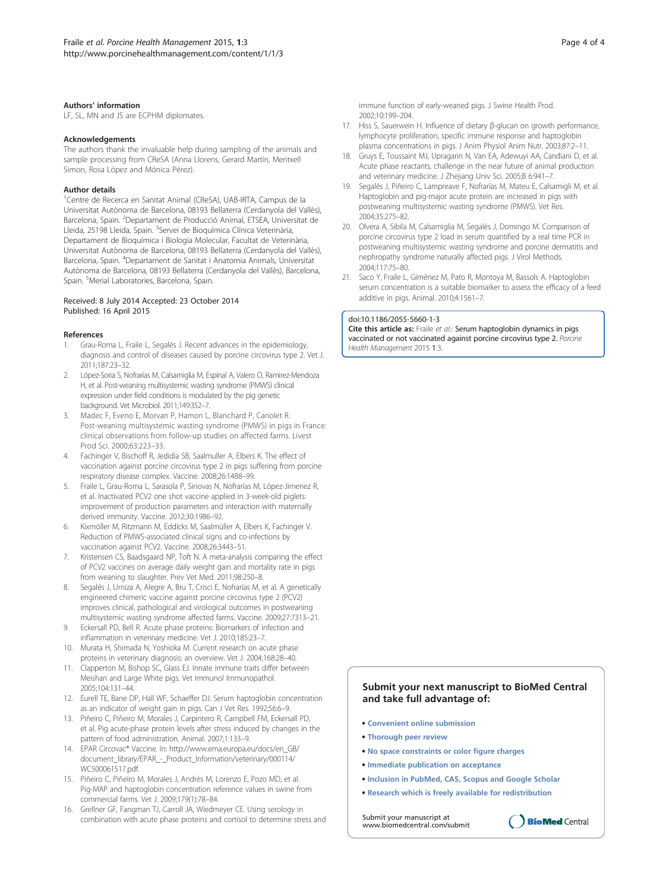### Authors' information

LF, SL, MN and JS are ECPHM diplomates.

### Acknowledgements

The authors thank the invaluable help during sampling of the animals and sample processing from CReSA (Anna Llorens, Gerard Martín, Meritxell Simon, Rosa López and Mónica Pérez).

### Author details

[1]Centre de Recerca en Sanitat Animal (CReSA), UAB-IRTA, Campus de la Universitat Autònoma de Barcelona, 08193 Bellaterra (Cerdanyola del Vallès), Barcelona, Spain. [2]Departament de Producció Animal, ETSEA, Universitat de Lleida, 25198 Lleida, Spain. [3]Servei de Bioquímica Clínica Veterinària, Departament de Bioquímica i Biologia Molecular, Facultat de Veterinària, Universitat Autònoma de Barcelona, 08193 Bellaterra (Cerdanyola del Vallès), Barcelona, Spain. [4]Departament de Sanitat i Anatomia Animals, Universitat Autònoma de Barcelona, 08193 Bellaterra (Cerdanyola del Vallès), Barcelona, Spain. [5]Merial Laboratories, Barcelona, Spain.

Received: 8 July 2014 Accepted: 23 October 2014
Published: 16 April 2015

### References

1. Grau-Roma L, Fraile L, Segalés J. Recent advances in the epidemiology, diagnosis and control of diseases caused by porcine circovirus type 2. Vet J. 2011;187:23–32.
2. López-Soria S, Nofrarías M, Calsamiglia M, Espinal A, Valero O, Ramirez-Mendoza H, et al. Post-weaning multisystemic wasting syndrome (PMWS) clinical expression under field conditions is modulated by the pig genetic background. Vet Microbiol. 2011;149:352–7.
3. Madec F, Eveno E, Morvan P, Hamon L, Blanchard P, Cariolet R. Post-weaning multisystemic wasting syndrome (PMWS) in pigs in France: clinical observations from follow-up studies on affected farms. Livest Prod Sci. 2000;63:223–33.
4. Fachinger V, Bischoff R, Jedidia SB, Saalmuller A, Elbers K. The effect of vaccination against porcine circovirus type 2 in pigs suffering from porcine respiratory disease complex. Vaccine. 2008;26:1488–99.
5. Fraile L, Grau-Roma L, Sarasola P, Sinovas N, Nofrarías M, López-Jimenez R, et al. Inactivated PCV2 one shot vaccine applied in 3-week-old piglets: improvement of production parameters and interaction with maternally derived immunity. Vaccine. 2012;30:1986–92.
6. Kixmöller M, Ritzmann M, Eddicks M, Saalmüller A, Elbers K, Fachinger V. Reduction of PMWS-associated clinical signs and co-infections by vaccination against PCV2. Vaccine. 2008;26:3443–51.
7. Kristensen CS, Baadsgaard NP, Toft N. A meta-analysis comparing the effect of PCV2 vaccines on average daily weight gain and mortality rate in pigs from weaning to slaughter. Prev Vet Med. 2011;98:250–8.
8. Segalés J, Urniza A, Alegre A, Bru T, Crisci E, Nofrarías M, et al. A genetically engineered chimeric vaccine against porcine circovirus type 2 (PCV2) improves clinical, pathological and virological outcomes in postweaning multisystemic wasting syndrome affected farms. Vaccine. 2009;27:7313–21.
9. Eckersall PD, Bell R. Acute phase proteins: Biomarkers of infection and inflammation in veterinary medicine. Vet J. 2010;185:23–7.
10. Murata H, Shimada N, Yoshioka M. Current research on acute phase proteins in veterinary diagnosis: an overview. Vet J. 2004;168:28–40.
11. Clapperton M, Bishop SC, Glass EJ. Innate immune traits differ between Meishan and Large White pigs. Vet Immunol Immunopathol. 2005;104:131–44.
12. Eurell TE, Bane DP, Hall WF, Schaeffer DJ. Serum haptoglobin concentration as an indicator of weight gain in pigs. Can J Vet Res. 1992;56:6–9.
13. Piñeiro C, Piñeiro M, Morales J, Carpintero R, Campbell FM, Eckersall PD, et al. Pig acute-phase protein levels after stress induced by changes in the pattern of food administration. Animal. 2007;1:133–9.
14. EPAR Circovac® Vaccine. In: http://www.ema.europa.eu/docs/en_GB/document_library/EPAR_-_Product_Information/veterinary/000114/WC500061517.pdf.
15. Piñeiro C, Piñeiro M, Morales J, Andrés M, Lorenzo E, Pozo MD, et al. Pig-MAP and haptoglobin concentration reference values in swine from commercial farms. Vet J. 2009;179(1):78–84.
16. Grellner GF, Fangman TJ, Carroll JA, Wiedmeyer CE. Using serology in combination with acute phase proteins and cortisol to determine stress and immune function of early-weaned pigs. J Swine Health Prod. 2002;10:199–204.
17. Hiss S, Sauerwein H. Influence of dietary β-glucan on growth performance, lymphocyte proliferation, specific immune response and haptoglobin plasma concentrations in pigs. J Anim Physiol Anim Nutr. 2003;87:2–11.
18. Gruys E, Toussaint MJ, Upragarin N, Van EA, Adewuyi AA, Candiani D, et al. Acute phase reactants, challenge in the near future of animal production and veterinary medicine. J Zhejiang Univ Sci. 2005;B 6:941–7.
19. Segalés J, Piñeiro C, Lampreave F, Nofrarías M, Mateu E, Calsamigli M, et al. Haptoglobin and pig-major acute protein are increased in pigs with postweaning multisystemic wasting syndrome (PMWS). Vet Res. 2004;35:275–82.
20. Olvera A, Sibila M, Calsamiglia M, Segalés J, Domingo M. Comparison of porcine circovirus type 2 load in serum quantified by a real time PCR in postweaning multisystemic wasting syndrome and porcine dermatitis and nephropathy syndrome naturally affected pigs. J Virol Methods. 2004;117:75–80.
21. Saco Y, Fraile L, Giménez M, Pato R, Montoya M, Bassols A. Haptoglobin serum concentration is a suitable biomarker to assess the efficacy of a feed additive in pigs. Animal. 2010;4:1561–7.

doi:10.1186/2055-5660-1-3
**Cite this article as:** Fraile *et al.*: Serum haptoglobin dynamics in pigs vaccinated or not vaccinated against porcine circovirus type 2. *Porcine Health Management* 2015 **1**:3.

**Submit your next manuscript to BioMed Central and take full advantage of:**

- Convenient online submission
- Thorough peer review
- No space constraints or color figure charges
- Immediate publication on acceptance
- Inclusion in PubMed, CAS, Scopus and Google Scholar
- Research which is freely available for redistribution

Submit your manuscript at
www.biomedcentral.com/submit